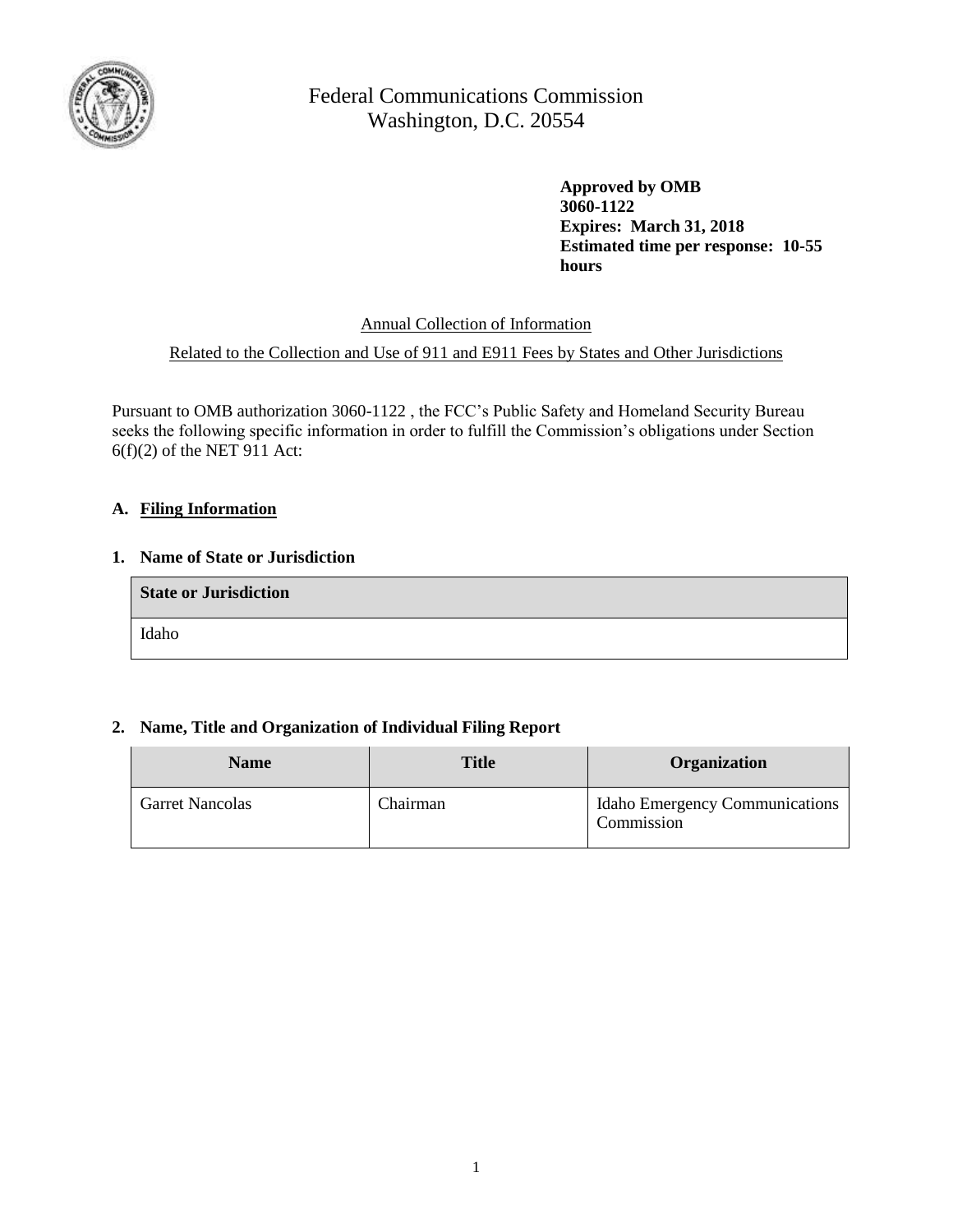Federal Communications Commission
Washington, D.C. 20554

**Approved by OMB**
**3060-1122**
**Expires: March 31, 2018**
**Estimated time per response: 10-55 hours**

Annual Collection of Information

Related to the Collection and Use of 911 and E911 Fees by States and Other Jurisdictions

Pursuant to OMB authorization 3060-1122 , the FCC's Public Safety and Homeland Security Bureau seeks the following specific information in order to fulfill the Commission's obligations under Section 6(f)(2) of the NET 911 Act:

## A. Filing Information

### 1. Name of State or Jurisdiction

| State or Jurisdiction |
| --- |
| Idaho |

### 2. Name, Title and Organization of Individual Filing Report

| Name | Title | Organization |
| --- | --- | --- |
| Garret Nancolas | Chairman | Idaho Emergency Communications Commission |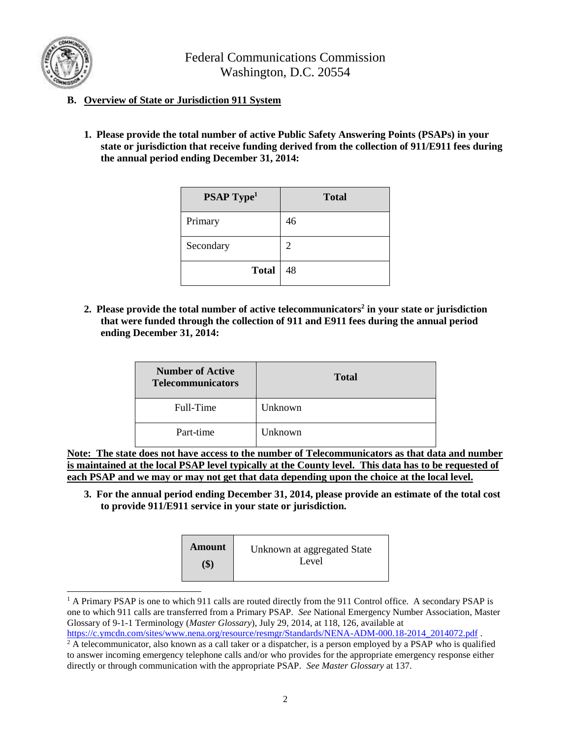## B. Overview of State or Jurisdiction 911 System

**1. Please provide the total number of active Public Safety Answering Points (PSAPs) in your state or jurisdiction that receive funding derived from the collection of 911/E911 fees during the annual period ending December 31, 2014:**

| PSAP Type[1] | Total |
|---|---|
| Primary | 46 |
| Secondary | 2 |
| **Total** | 48 |

**2. Please provide the total number of active telecommunicators[2] in your state or jurisdiction that were funded through the collection of 911 and E911 fees during the annual period ending December 31, 2014:**

| Number of Active Telecommunicators | Total |
|---|---|
| Full-Time | Unknown |
| Part-time | Unknown |

**Note: The state does not have access to the number of Telecommunicators as that data and number is maintained at the local PSAP level typically at the County level. This data has to be requested of each PSAP and we may or may not get that data depending upon the choice at the local level.**

**3. For the annual period ending December 31, 2014, please provide an estimate of the total cost to provide 911/E911 service in your state or jurisdiction.**

| Amount ($) | Unknown at aggregated State Level |
|---|---|

[1] A Primary PSAP is one to which 911 calls are routed directly from the 911 Control office. A secondary PSAP is one to which 911 calls are transferred from a Primary PSAP. *See* National Emergency Number Association, Master Glossary of 9-1-1 Terminology (*Master Glossary*), July 29, 2014, at 118, 126, available at https://c.ymcdn.com/sites/www.nena.org/resource/resmgr/Standards/NENA-ADM-000.18-2014_2014072.pdf .

[2] A telecommunicator, also known as a call taker or a dispatcher, is a person employed by a PSAP who is qualified to answer incoming emergency telephone calls and/or who provides for the appropriate emergency response either directly or through communication with the appropriate PSAP. *See Master Glossary* at 137.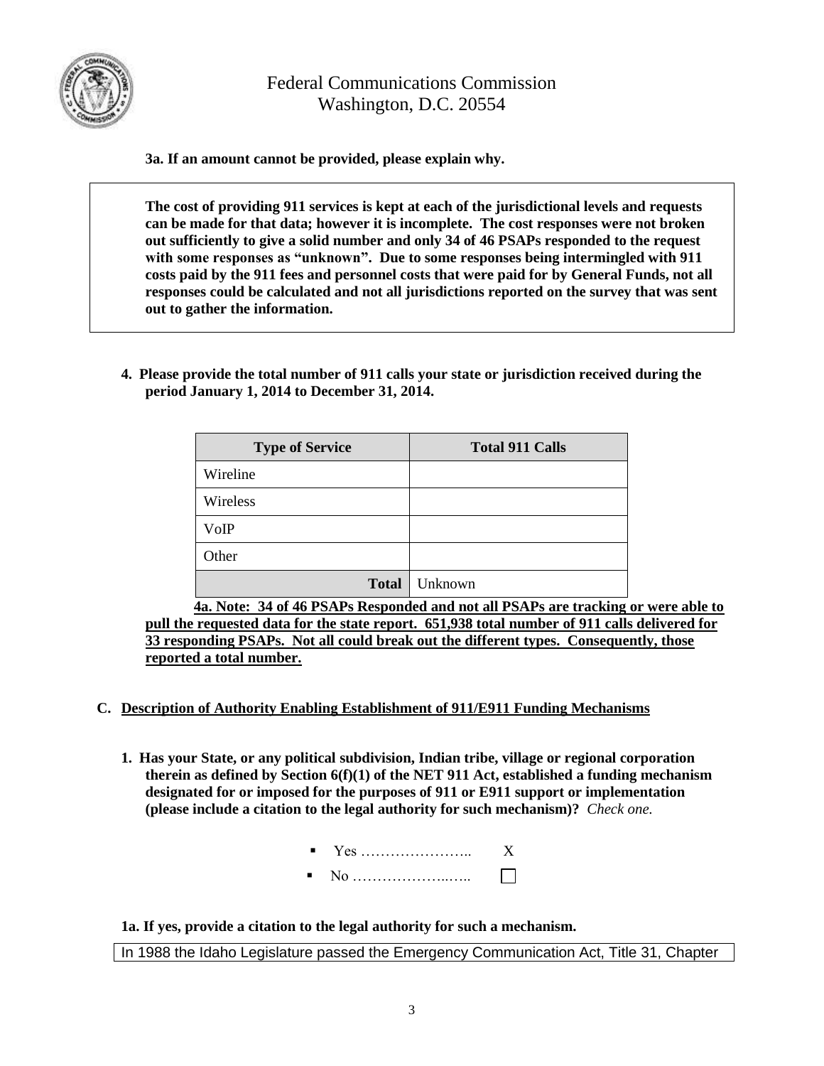**3a. If an amount cannot be provided, please explain why.**

**The cost of providing 911 services is kept at each of the jurisdictional levels and requests can be made for that data; however it is incomplete. The cost responses were not broken out sufficiently to give a solid number and only 34 of 46 PSAPs responded to the request with some responses as "unknown". Due to some responses being intermingled with 911 costs paid by the 911 fees and personnel costs that were paid for by General Funds, not all responses could be calculated and not all jurisdictions reported on the survey that was sent out to gather the information.**

**4. Please provide the total number of 911 calls your state or jurisdiction received during the period January 1, 2014 to December 31, 2014.**

| Type of Service | Total 911 Calls |
|---|---|
| Wireline | |
| Wireless | |
| VoIP | |
| Other | |
| **Total** | Unknown |

**4a. Note: 34 of 46 PSAPs Responded and not all PSAPs are tracking or were able to pull the requested data for the state report. 651,938 total number of 911 calls delivered for 33 responding PSAPs. Not all could break out the different types. Consequently, those reported a total number.**

## C. Description of Authority Enabling Establishment of 911/E911 Funding Mechanisms

**1. Has your State, or any political subdivision, Indian tribe, village or regional corporation therein as defined by Section 6(f)(1) of the NET 911 Act, established a funding mechanism designated for or imposed for the purposes of 911 or E911 support or implementation (please include a citation to the legal authority for such mechanism)?** *Check one.*

- Yes ………………….. X
- No ………………..….. ☐

**1a. If yes, provide a citation to the legal authority for such a mechanism.**

In 1988 the Idaho Legislature passed the Emergency Communication Act, Title 31, Chapter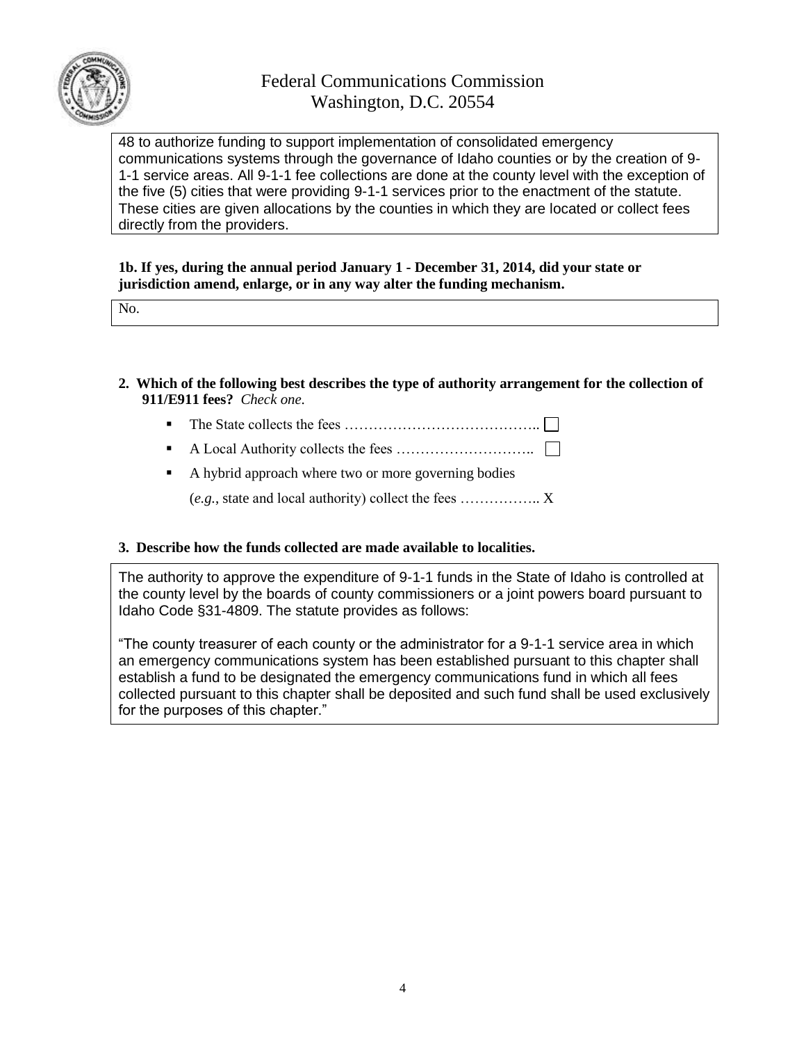48 to authorize funding to support implementation of consolidated emergency communications systems through the governance of Idaho counties or by the creation of 9-1-1 service areas. All 9-1-1 fee collections are done at the county level with the exception of the five (5) cities that were providing 9-1-1 services prior to the enactment of the statute. These cities are given allocations by the counties in which they are located or collect fees directly from the providers.

**1b. If yes, during the annual period January 1 - December 31, 2014, did your state or jurisdiction amend, enlarge, or in any way alter the funding mechanism.**

No.

**2. Which of the following best describes the type of authority arrangement for the collection of 911/E911 fees?** *Check one.*

- The State collects the fees ………………………………….. ☐
- A Local Authority collects the fees ……………………….. ☐
- A hybrid approach where two or more governing bodies (*e.g.*, state and local authority) collect the fees …………….. X

**3. Describe how the funds collected are made available to localities.**

The authority to approve the expenditure of 9-1-1 funds in the State of Idaho is controlled at the county level by the boards of county commissioners or a joint powers board pursuant to Idaho Code §31-4809. The statute provides as follows:

"The county treasurer of each county or the administrator for a 9-1-1 service area in which an emergency communications system has been established pursuant to this chapter shall establish a fund to be designated the emergency communications fund in which all fees collected pursuant to this chapter shall be deposited and such fund shall be used exclusively for the purposes of this chapter."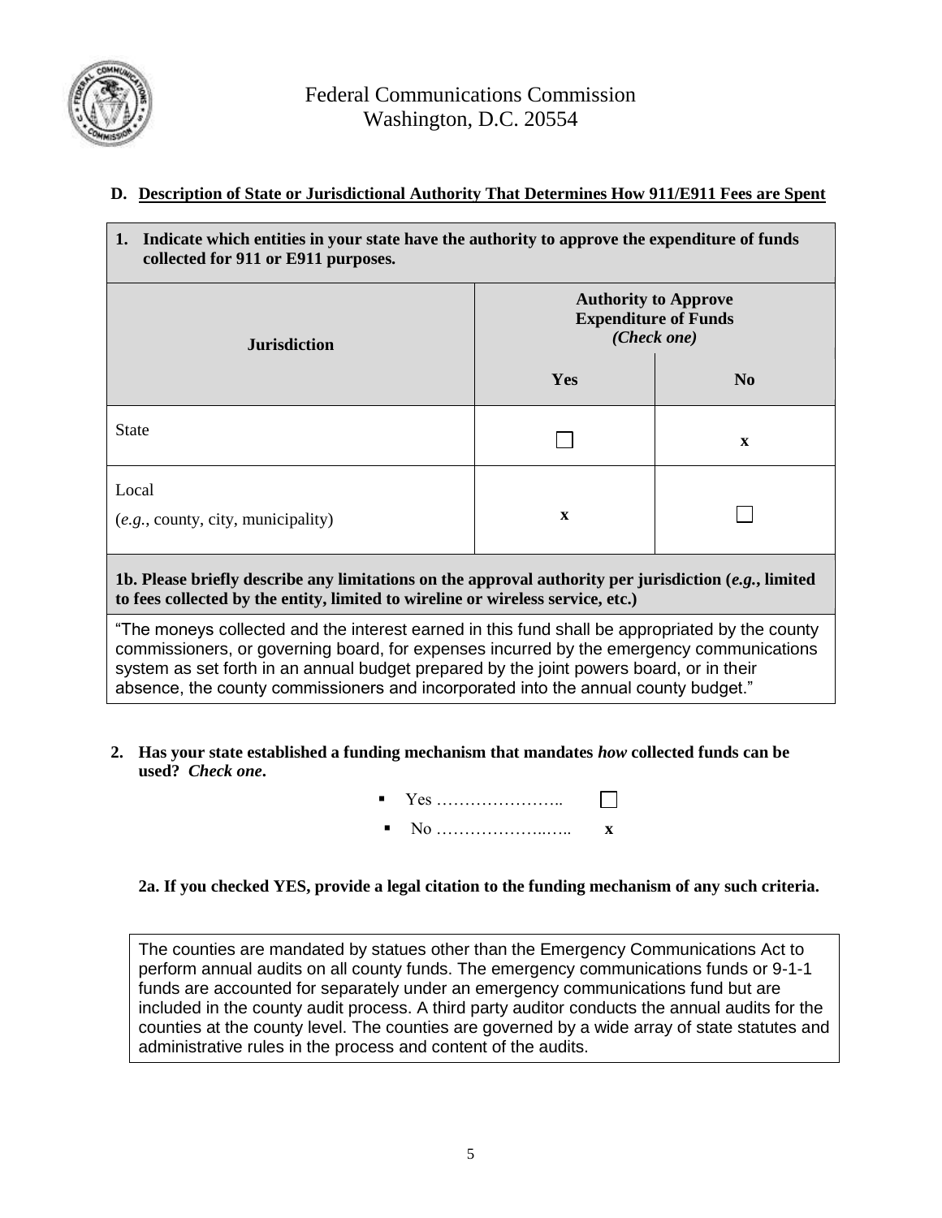Federal Communications Commission
Washington, D.C. 20554

**D. Description of State or Jurisdictional Authority That Determines How 911/E911 Fees are Spent**

**1. Indicate which entities in your state have the authority to approve the expenditure of funds collected for 911 or E911 purposes.**

| Jurisdiction | Authority to Approve Expenditure of Funds *(Check one)* | |
|---|---|---|
| | **Yes** | **No** |
| State | ☐ | x |
| Local (*e.g.*, county, city, municipality) | x | ☐ |

**1b. Please briefly describe any limitations on the approval authority per jurisdiction (*e.g.*, limited to fees collected by the entity, limited to wireline or wireless service, etc.)**

"The moneys collected and the interest earned in this fund shall be appropriated by the county commissioners, or governing board, for expenses incurred by the emergency communications system as set forth in an annual budget prepared by the joint powers board, or in their absence, the county commissioners and incorporated into the annual county budget."

**2. Has your state established a funding mechanism that mandates *how* collected funds can be used? *Check one*.**

- Yes ………………….. ☐
- No ………………..….. x

**2a. If you checked YES, provide a legal citation to the funding mechanism of any such criteria.**

The counties are mandated by statues other than the Emergency Communications Act to perform annual audits on all county funds. The emergency communications funds or 9-1-1 funds are accounted for separately under an emergency communications fund but are included in the county audit process. A third party auditor conducts the annual audits for the counties at the county level. The counties are governed by a wide array of state statutes and administrative rules in the process and content of the audits.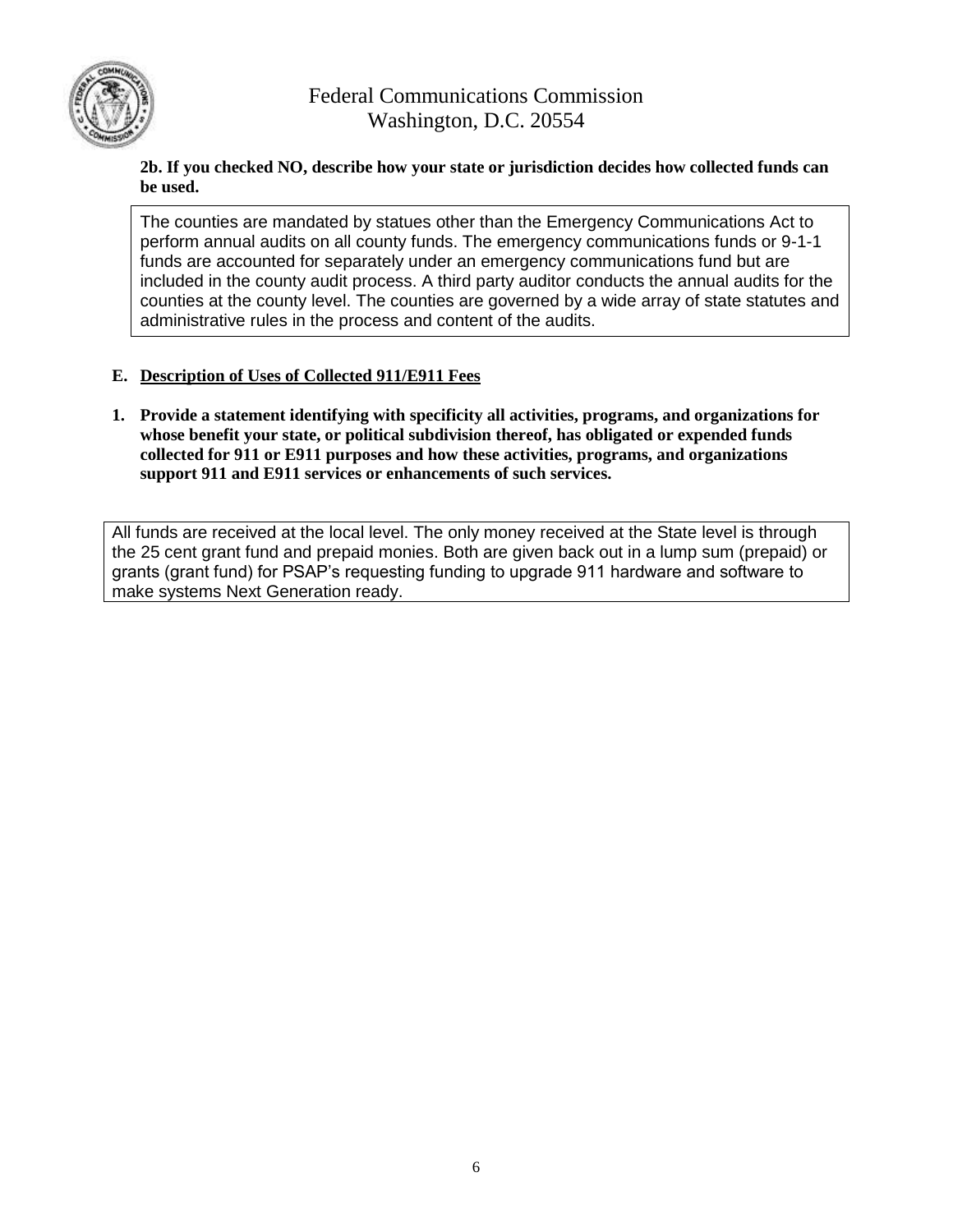**2b. If you checked NO, describe how your state or jurisdiction decides how collected funds can be used.**

The counties are mandated by statues other than the Emergency Communications Act to perform annual audits on all county funds. The emergency communications funds or 9-1-1 funds are accounted for separately under an emergency communications fund but are included in the county audit process. A third party auditor conducts the annual audits for the counties at the county level. The counties are governed by a wide array of state statutes and administrative rules in the process and content of the audits.

**E. <u>Description of Uses of Collected 911/E911 Fees</u>**

**1. Provide a statement identifying with specificity all activities, programs, and organizations for whose benefit your state, or political subdivision thereof, has obligated or expended funds collected for 911 or E911 purposes and how these activities, programs, and organizations support 911 and E911 services or enhancements of such services.**

All funds are received at the local level. The only money received at the State level is through the 25 cent grant fund and prepaid monies. Both are given back out in a lump sum (prepaid) or grants (grant fund) for PSAP's requesting funding to upgrade 911 hardware and software to make systems Next Generation ready.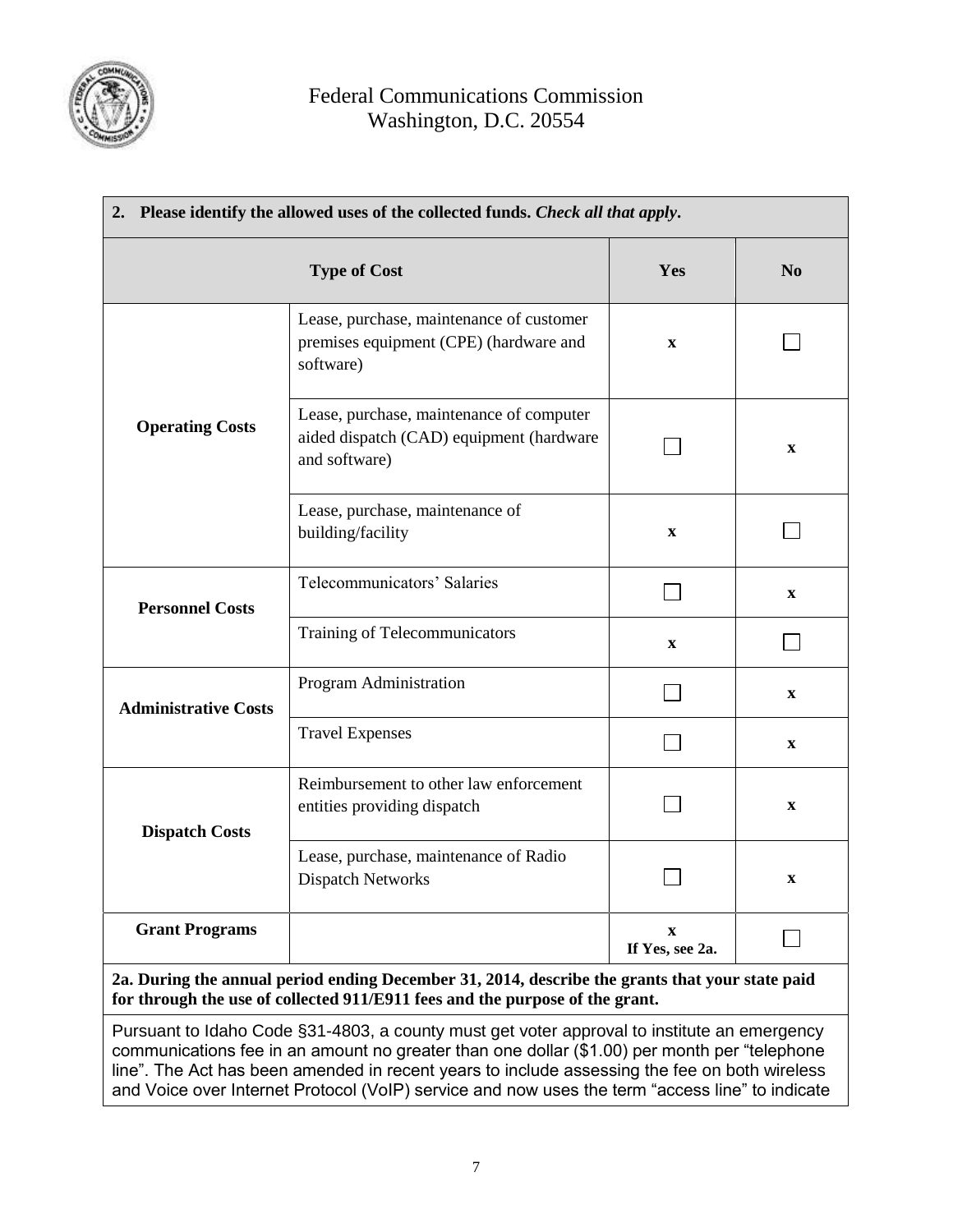Federal Communications Commission
Washington, D.C. 20554

**2. Please identify the allowed uses of the collected funds.** ***Check all that apply*****.**

| Type of Cost | | Yes | No |
|---|---|---|---|
| **Operating Costs** | Lease, purchase, maintenance of customer premises equipment (CPE) (hardware and software) | x | ☐ |
| | Lease, purchase, maintenance of computer aided dispatch (CAD) equipment (hardware and software) | ☐ | x |
| | Lease, purchase, maintenance of building/facility | x | ☐ |
| **Personnel Costs** | Telecommunicators' Salaries | ☐ | x |
| | Training of Telecommunicators | x | ☐ |
| **Administrative Costs** | Program Administration | ☐ | x |
| | Travel Expenses | ☐ | x |
| **Dispatch Costs** | Reimbursement to other law enforcement entities providing dispatch | ☐ | x |
| | Lease, purchase, maintenance of Radio Dispatch Networks | ☐ | x |
| **Grant Programs** | | x If Yes, see 2a. | ☐ |

**2a. During the annual period ending December 31, 2014, describe the grants that your state paid for through the use of collected 911/E911 fees and the purpose of the grant.**

Pursuant to Idaho Code §31-4803, a county must get voter approval to institute an emergency communications fee in an amount no greater than one dollar ($1.00) per month per "telephone line". The Act has been amended in recent years to include assessing the fee on both wireless and Voice over Internet Protocol (VoIP) service and now uses the term "access line" to indicate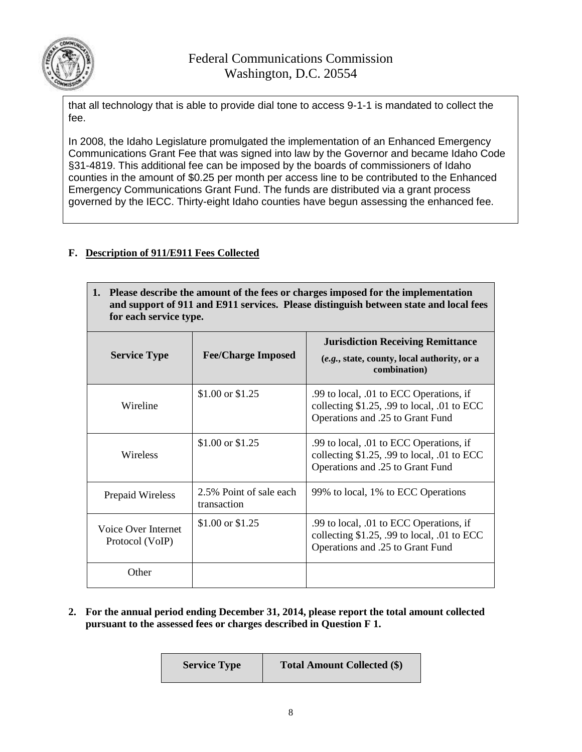that all technology that is able to provide dial tone to access 9-1-1 is mandated to collect the fee.

In 2008, the Idaho Legislature promulgated the implementation of an Enhanced Emergency Communications Grant Fee that was signed into law by the Governor and became Idaho Code §31-4819. This additional fee can be imposed by the boards of commissioners of Idaho counties in the amount of $0.25 per month per access line to be contributed to the Enhanced Emergency Communications Grant Fund. The funds are distributed via a grant process governed by the IECC. Thirty-eight Idaho counties have begun assessing the enhanced fee.

## F. Description of 911/E911 Fees Collected

**1. Please describe the amount of the fees or charges imposed for the implementation and support of 911 and E911 services. Please distinguish between state and local fees for each service type.**

| Service Type | Fee/Charge Imposed | Jurisdiction Receiving Remittance (*e.g.*, state, county, local authority, or a combination) |
|---|---|---|
| Wireline | $1.00 or $1.25 | .99 to local, .01 to ECC Operations, if collecting $1.25, .99 to local, .01 to ECC Operations and .25 to Grant Fund |
| Wireless | $1.00 or $1.25 | .99 to local, .01 to ECC Operations, if collecting $1.25, .99 to local, .01 to ECC Operations and .25 to Grant Fund |
| Prepaid Wireless | 2.5% Point of sale each transaction | 99% to local, 1% to ECC Operations |
| Voice Over Internet Protocol (VoIP) | $1.00 or $1.25 | .99 to local, .01 to ECC Operations, if collecting $1.25, .99 to local, .01 to ECC Operations and .25 to Grant Fund |
| Other | | |

**2. For the annual period ending December 31, 2014, please report the total amount collected pursuant to the assessed fees or charges described in Question F 1.**

| Service Type | Total Amount Collected ($) |
|---|---|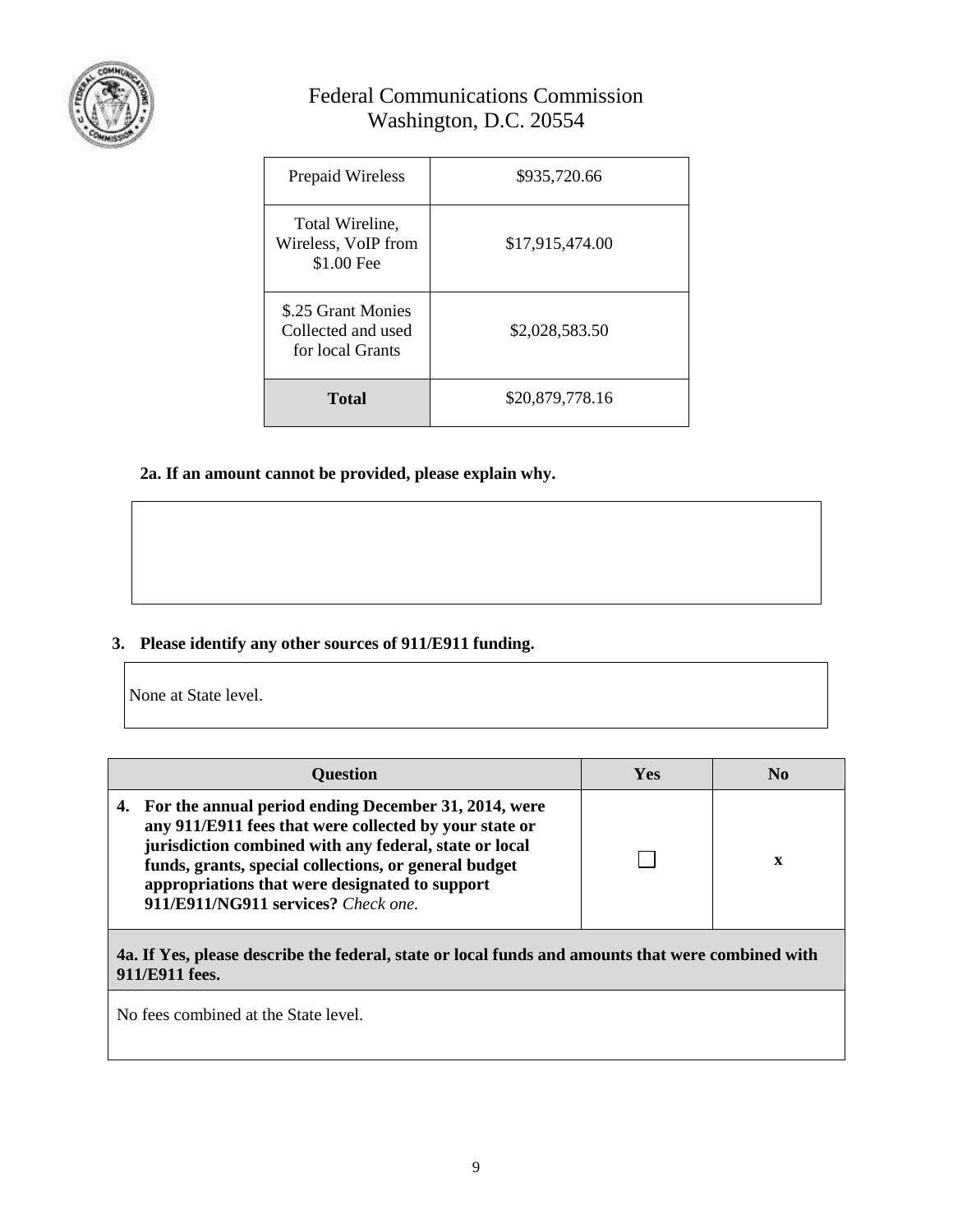| Prepaid Wireless | $935,720.66 |
|---|---|
| Total Wireline, Wireless, VoIP from $1.00 Fee | $17,915,474.00 |
| $.25 Grant Monies Collected and used for local Grants | $2,028,583.50 |
| **Total** | $20,879,778.16 |

**2a. If an amount cannot be provided, please explain why.**

**3. Please identify any other sources of 911/E911 funding.**

None at State level.

| Question | Yes | No |
|---|---|---|
| **4. For the annual period ending December 31, 2014, were any 911/E911 fees that were collected by your state or jurisdiction combined with any federal, state or local funds, grants, special collections, or general budget appropriations that were designated to support 911/E911/NG911 services?** *Check one.* | ☐ | x |

**4a. If Yes, please describe the federal, state or local funds and amounts that were combined with 911/E911 fees.**

No fees combined at the State level.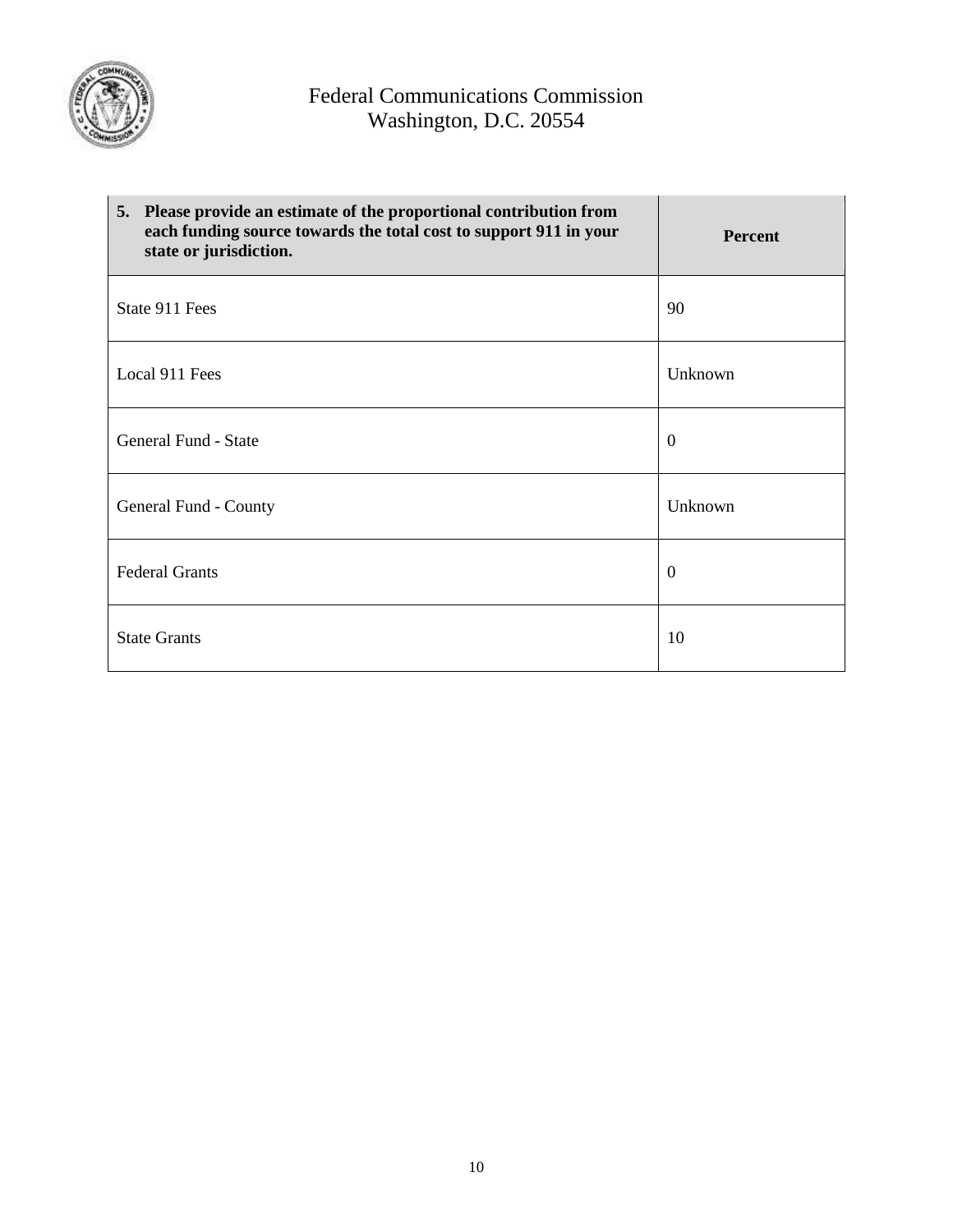Federal Communications Commission
Washington, D.C. 20554

| 5. Please provide an estimate of the proportional contribution from each funding source towards the total cost to support 911 in your state or jurisdiction. | Percent |
|---|---|
| State 911 Fees | 90 |
| Local 911 Fees | Unknown |
| General Fund - State | 0 |
| General Fund - County | Unknown |
| Federal Grants | 0 |
| State Grants | 10 |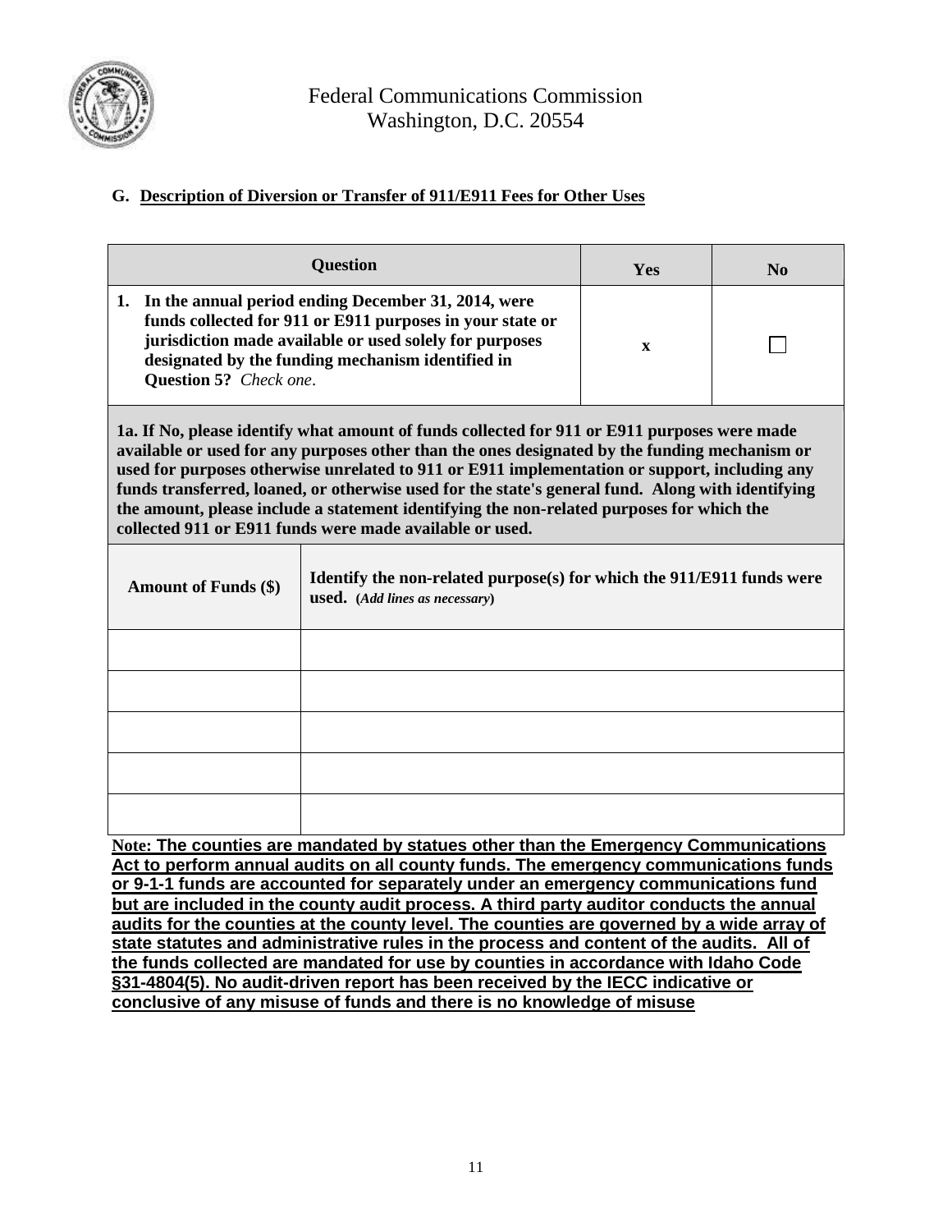Federal Communications Commission
Washington, D.C. 20554

### G. Description of Diversion or Transfer of 911/E911 Fees for Other Uses

| Question | Yes | No |
|---|---|---|
| **1. In the annual period ending December 31, 2014, were funds collected for 911 or E911 purposes in your state or jurisdiction made available or used solely for purposes designated by the funding mechanism identified in Question 5?** *Check one*. | x | ☐ |

| **1a. If No, please identify what amount of funds collected for 911 or E911 purposes were made available or used for any purposes other than the ones designated by the funding mechanism or used for purposes otherwise unrelated to 911 or E911 implementation or support, including any funds transferred, loaned, or otherwise used for the state's general fund. Along with identifying the amount, please include a statement identifying the non-related purposes for which the collected 911 or E911 funds were made available or used.** | |
|---|---|
| **Amount of Funds ($)** | **Identify the non-related purpose(s) for which the 911/E911 funds were used.** (*Add lines as necessary*) |
| | |
| | |
| | |
| | |
| | |

**Note: The counties are mandated by statues other than the Emergency Communications Act to perform annual audits on all county funds. The emergency communications funds or 9-1-1 funds are accounted for separately under an emergency communications fund but are included in the county audit process. A third party auditor conducts the annual audits for the counties at the county level. The counties are governed by a wide array of state statutes and administrative rules in the process and content of the audits. All of the funds collected are mandated for use by counties in accordance with Idaho Code §31-4804(5). No audit-driven report has been received by the IECC indicative or conclusive of any misuse of funds and there is no knowledge of misuse**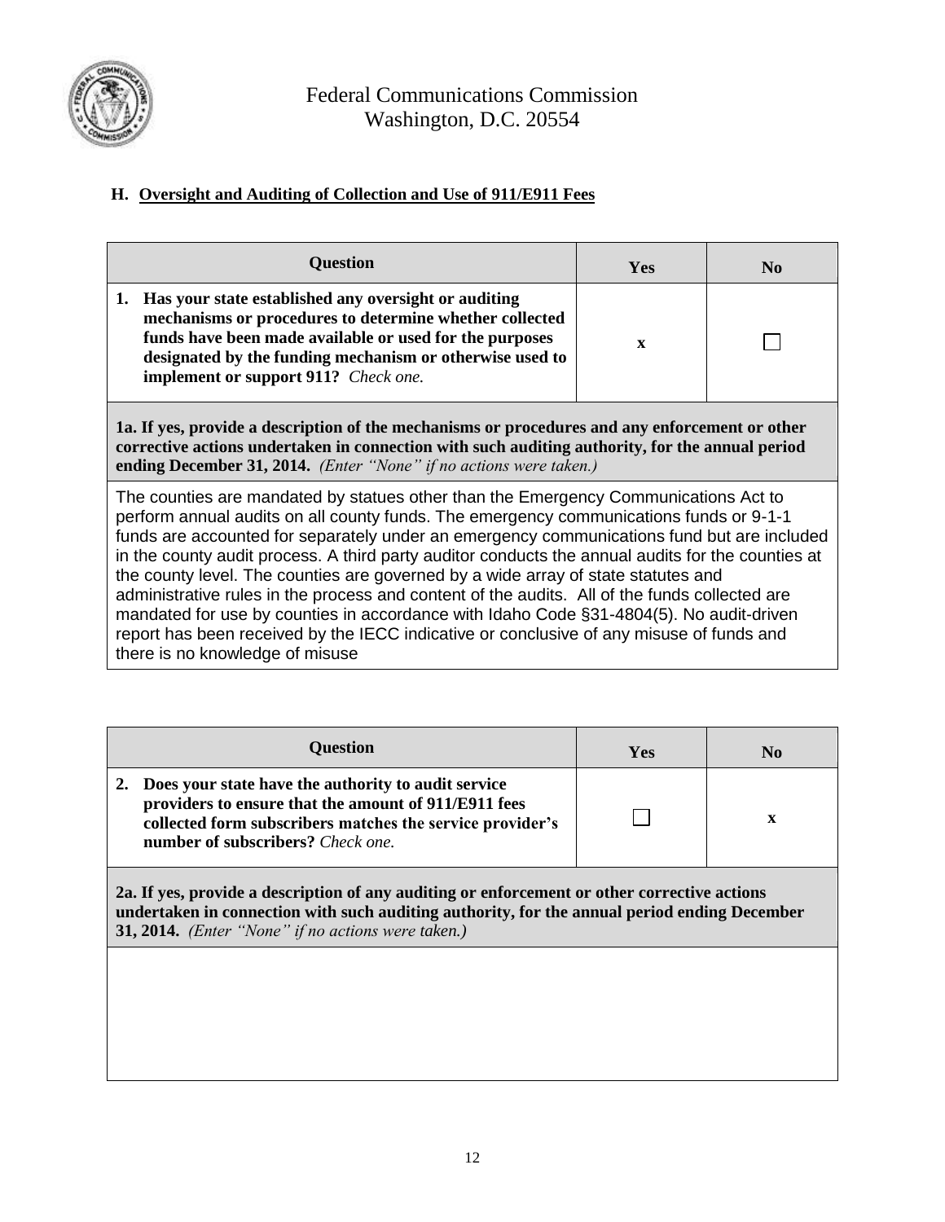Federal Communications Commission
Washington, D.C. 20554

### H. Oversight and Auditing of Collection and Use of 911/E911 Fees

| Question | Yes | No |
|---|---|---|
| **1. Has your state established any oversight or auditing mechanisms or procedures to determine whether collected funds have been made available or used for the purposes designated by the funding mechanism or otherwise used to implement or support 911?** *Check one.* | x | ☐ |
| **1a. If yes, provide a description of the mechanisms or procedures and any enforcement or other corrective actions undertaken in connection with such auditing authority, for the annual period ending December 31, 2014.** *(Enter "None" if no actions were taken.)* | | |
| The counties are mandated by statues other than the Emergency Communications Act to perform annual audits on all county funds. The emergency communications funds or 9-1-1 funds are accounted for separately under an emergency communications fund but are included in the county audit process. A third party auditor conducts the annual audits for the counties at the county level. The counties are governed by a wide array of state statutes and administrative rules in the process and content of the audits. All of the funds collected are mandated for use by counties in accordance with Idaho Code §31-4804(5). No audit-driven report has been received by the IECC indicative or conclusive of any misuse of funds and there is no knowledge of misuse | | |

| Question | Yes | No |
|---|---|---|
| **2. Does your state have the authority to audit service providers to ensure that the amount of 911/E911 fees collected form subscribers matches the service provider's number of subscribers?** *Check one.* | ☐ | x |
| **2a. If yes, provide a description of any auditing or enforcement or other corrective actions undertaken in connection with such auditing authority, for the annual period ending December 31, 2014.** *(Enter "None" if no actions were taken.)* | | |
| | | |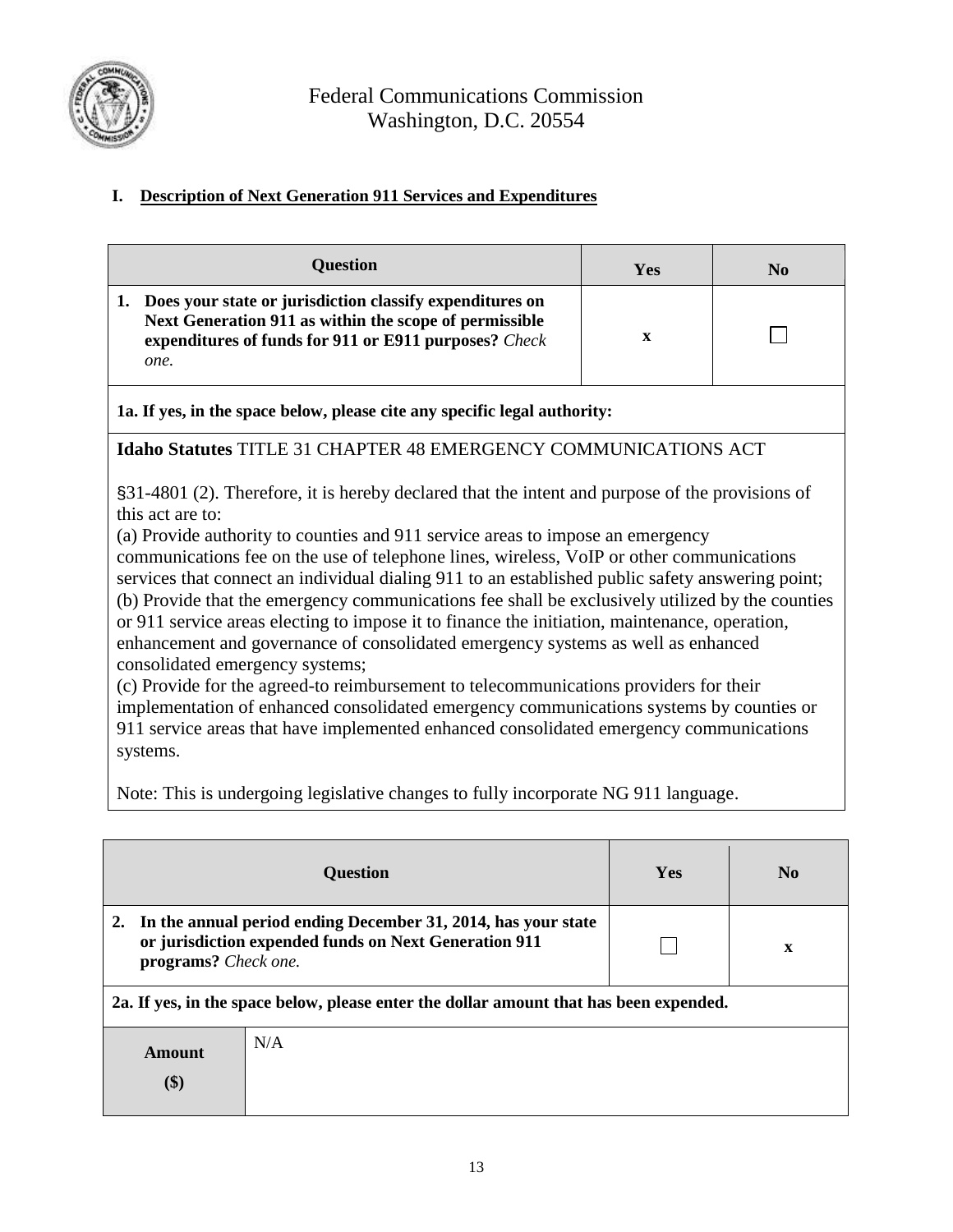Federal Communications Commission
Washington, D.C. 20554

## I. Description of Next Generation 911 Services and Expenditures

| Question | Yes | No |
|---|---|---|
| **1. Does your state or jurisdiction classify expenditures on Next Generation 911 as within the scope of permissible expenditures of funds for 911 or E911 purposes?** *Check one.* | x | ☐ |

**1a. If yes, in the space below, please cite any specific legal authority:**

**Idaho Statutes** TITLE 31 CHAPTER 48 EMERGENCY COMMUNICATIONS ACT

§31-4801 (2). Therefore, it is hereby declared that the intent and purpose of the provisions of this act are to:

(a) Provide authority to counties and 911 service areas to impose an emergency communications fee on the use of telephone lines, wireless, VoIP or other communications services that connect an individual dialing 911 to an established public safety answering point;

(b) Provide that the emergency communications fee shall be exclusively utilized by the counties or 911 service areas electing to impose it to finance the initiation, maintenance, operation, enhancement and governance of consolidated emergency systems as well as enhanced consolidated emergency systems;

(c) Provide for the agreed-to reimbursement to telecommunications providers for their implementation of enhanced consolidated emergency communications systems by counties or 911 service areas that have implemented enhanced consolidated emergency communications systems.

Note: This is undergoing legislative changes to fully incorporate NG 911 language.

| Question | Yes | No |
|---|---|---|
| **2. In the annual period ending December 31, 2014, has your state or jurisdiction expended funds on Next Generation 911 programs?** *Check one.* | ☐ | x |

**2a. If yes, in the space below, please enter the dollar amount that has been expended.**

| **Amount ($)** | N/A |
|---|---|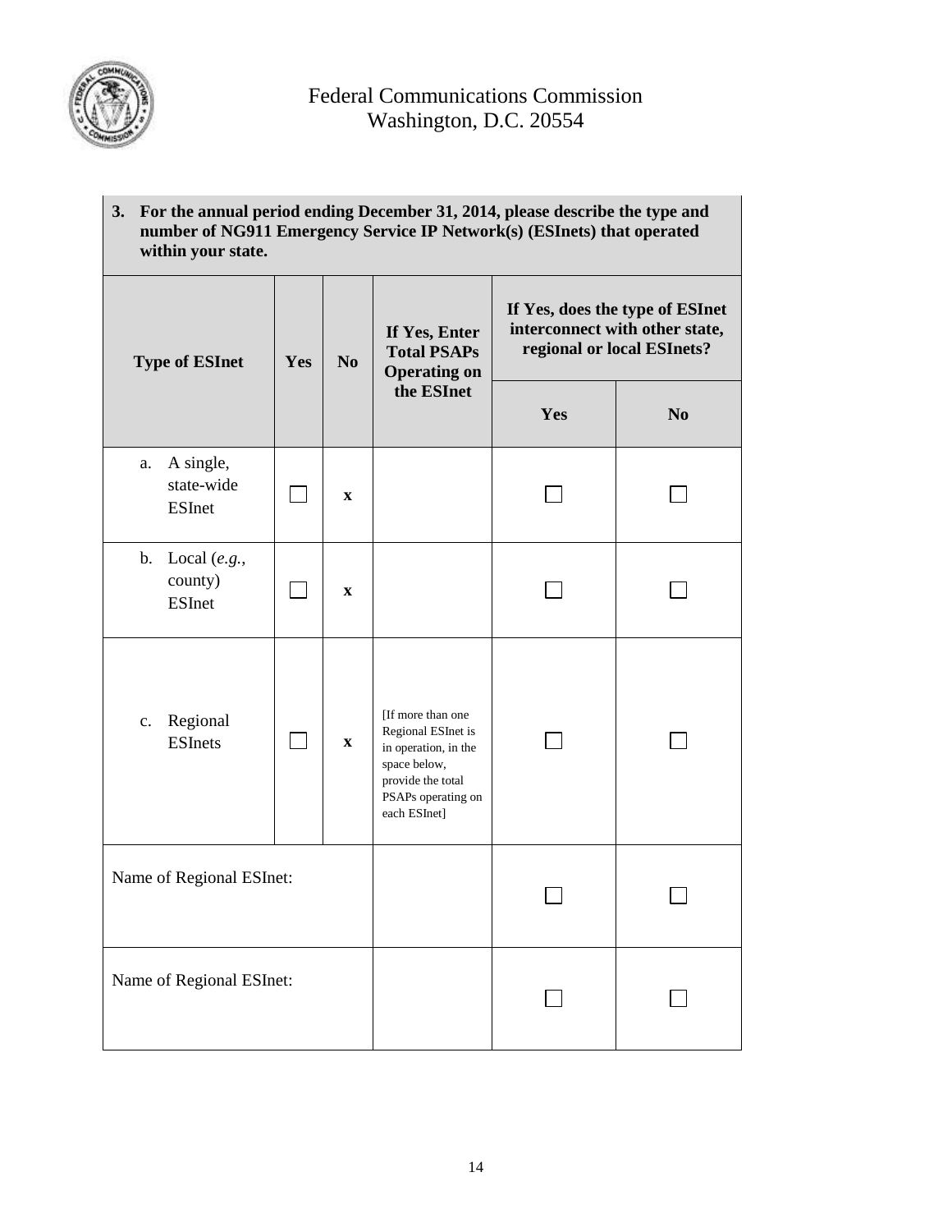Federal Communications Commission
Washington, D.C. 20554

| **3. For the annual period ending December 31, 2014, please describe the type and number of NG911 Emergency Service IP Network(s) (ESInets) that operated within your state.** | | | | | |
|---|---|---|---|---|---|
| **Type of ESInet** | **Yes** | **No** | **If Yes, Enter Total PSAPs Operating on the ESInet** | **If Yes, does the type of ESInet interconnect with other state, regional or local ESInets?** | |
| | | | | **Yes** | **No** |
| a. A single, state-wide ESInet | ☐ | x | | ☐ | ☐ |
| b. Local (*e.g.*, county) ESInet | ☐ | x | | ☐ | ☐ |
| c. Regional ESInets | ☐ | x | [If more than one Regional ESInet is in operation, in the space below, provide the total PSAPs operating on each ESInet] | ☐ | ☐ |
| Name of Regional ESInet: | | | | ☐ | ☐ |
| Name of Regional ESInet: | | | | ☐ | ☐ |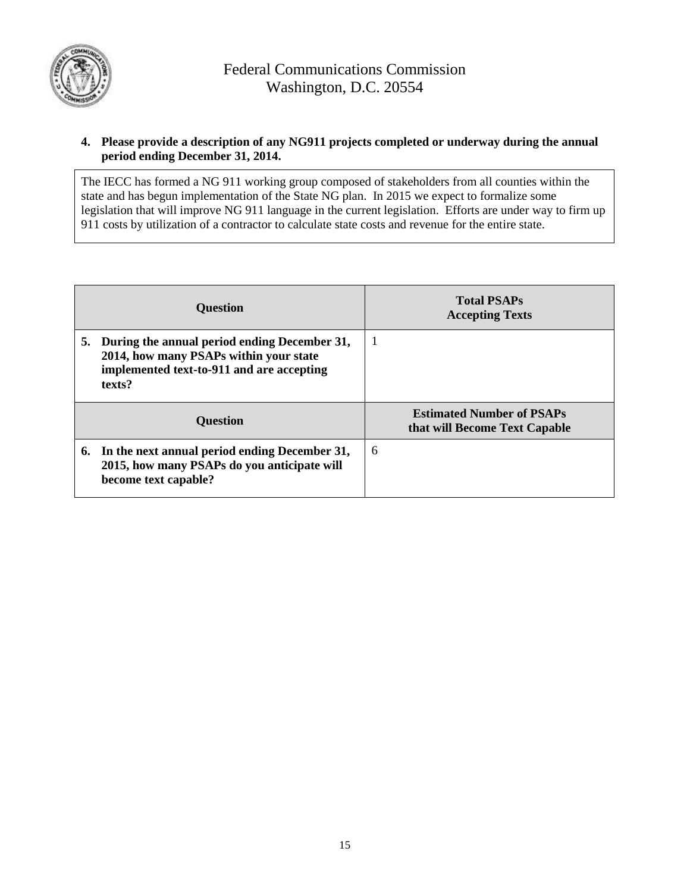**4. Please provide a description of any NG911 projects completed or underway during the annual period ending December 31, 2014.**

The IECC has formed a NG 911 working group composed of stakeholders from all counties within the state and has begun implementation of the State NG plan. In 2015 we expect to formalize some legislation that will improve NG 911 language in the current legislation. Efforts are under way to firm up 911 costs by utilization of a contractor to calculate state costs and revenue for the entire state.

| Question | Total PSAPs Accepting Texts |
|---|---|
| **5. During the annual period ending December 31, 2014, how many PSAPs within your state implemented text-to-911 and are accepting texts?** | 1 |
| **Question** | **Estimated Number of PSAPs that will Become Text Capable** |
| **6. In the next annual period ending December 31, 2015, how many PSAPs do you anticipate will become text capable?** | 6 |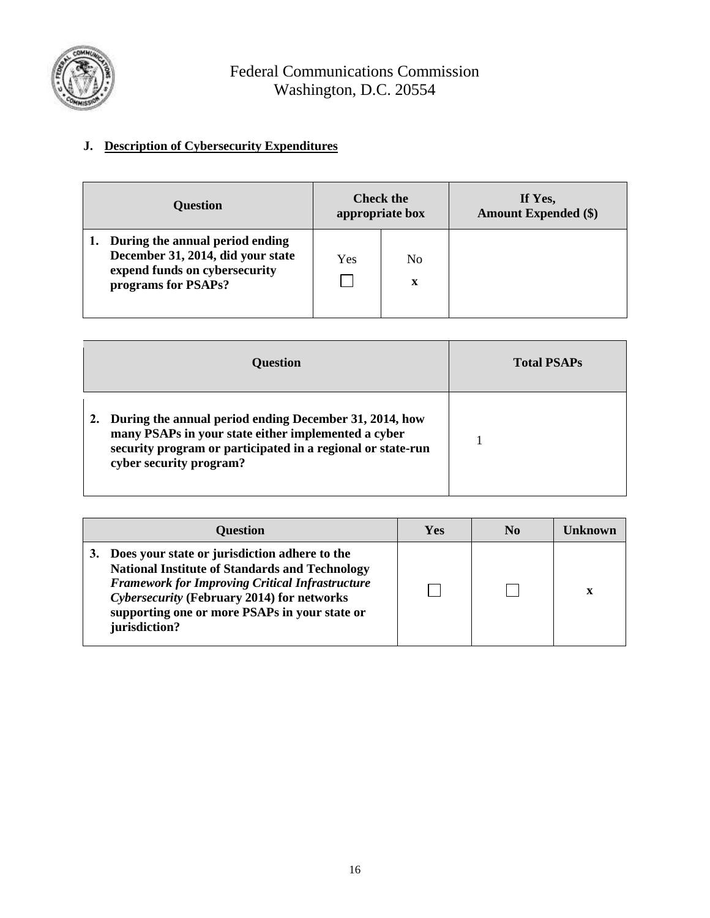Federal Communications Commission
Washington, D.C. 20554

**J. Description of Cybersecurity Expenditures**

| Question | Check the appropriate box | | If Yes, Amount Expended ($) |
|---|---|---|---|
| | Yes | No | |
| **1. During the annual period ending December 31, 2014, did your state expend funds on cybersecurity programs for PSAPs?** | ☐ | x | |

| Question | Total PSAPs |
|---|---|
| **2. During the annual period ending December 31, 2014, how many PSAPs in your state either implemented a cyber security program or participated in a regional or state-run cyber security program?** | 1 |

| Question | Yes | No | Unknown |
|---|---|---|---|
| **3. Does your state or jurisdiction adhere to the National Institute of Standards and Technology *Framework for Improving Critical Infrastructure Cybersecurity* (February 2014) for networks supporting one or more PSAPs in your state or jurisdiction?** | ☐ | ☐ | x |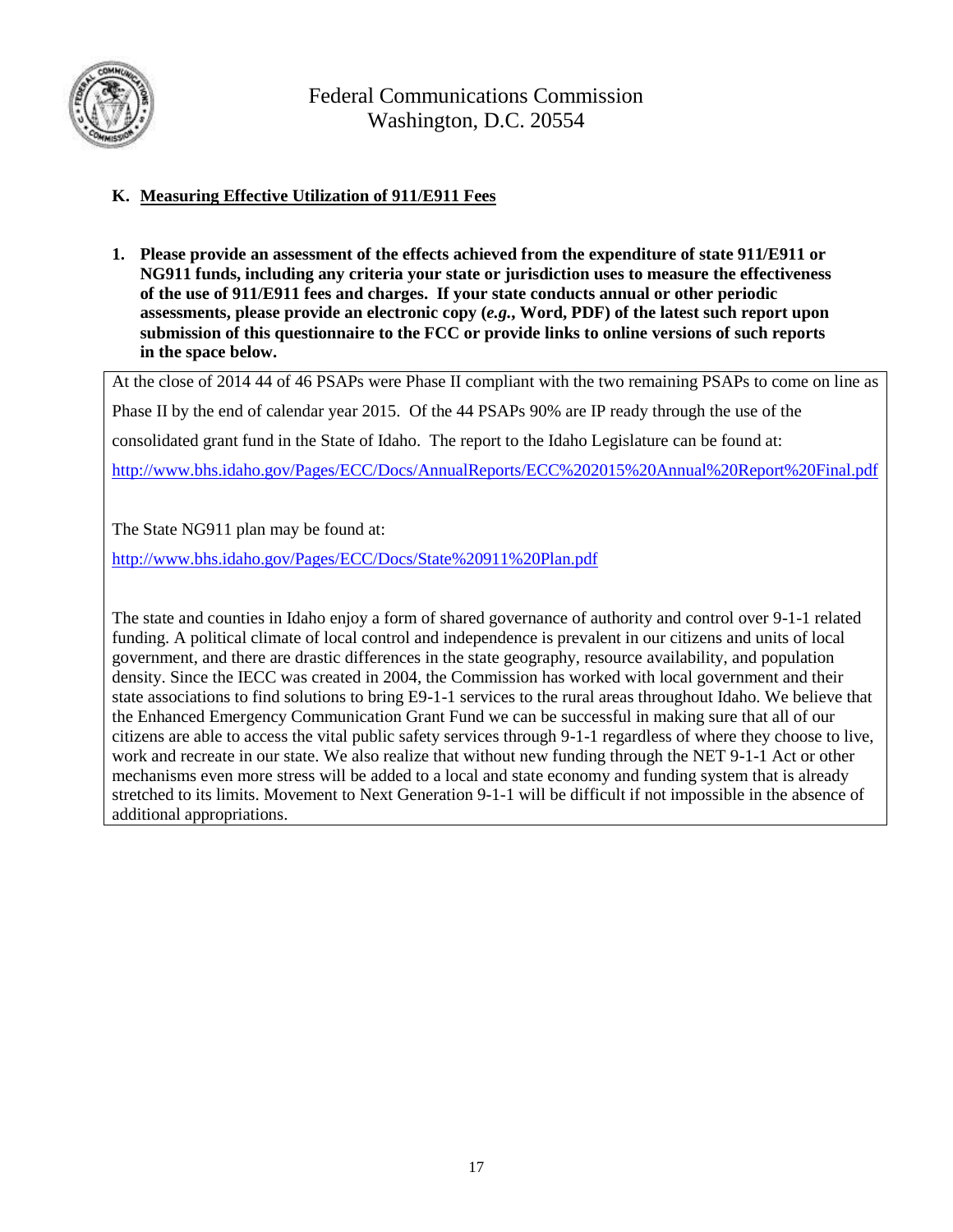Federal Communications Commission
Washington, D.C. 20554

## K. Measuring Effective Utilization of 911/E911 Fees

**1. Please provide an assessment of the effects achieved from the expenditure of state 911/E911 or NG911 funds, including any criteria your state or jurisdiction uses to measure the effectiveness of the use of 911/E911 fees and charges. If your state conducts annual or other periodic assessments, please provide an electronic copy (*e.g.*, Word, PDF) of the latest such report upon submission of this questionnaire to the FCC or provide links to online versions of such reports in the space below.**

At the close of 2014 44 of 46 PSAPs were Phase II compliant with the two remaining PSAPs to come on line as Phase II by the end of calendar year 2015. Of the 44 PSAPs 90% are IP ready through the use of the consolidated grant fund in the State of Idaho. The report to the Idaho Legislature can be found at: http://www.bhs.idaho.gov/Pages/ECC/Docs/AnnualReports/ECC%202015%20Annual%20Report%20Final.pdf

The State NG911 plan may be found at:

http://www.bhs.idaho.gov/Pages/ECC/Docs/State%20911%20Plan.pdf

The state and counties in Idaho enjoy a form of shared governance of authority and control over 9-1-1 related funding. A political climate of local control and independence is prevalent in our citizens and units of local government, and there are drastic differences in the state geography, resource availability, and population density. Since the IECC was created in 2004, the Commission has worked with local government and their state associations to find solutions to bring E9-1-1 services to the rural areas throughout Idaho. We believe that the Enhanced Emergency Communication Grant Fund we can be successful in making sure that all of our citizens are able to access the vital public safety services through 9-1-1 regardless of where they choose to live, work and recreate in our state. We also realize that without new funding through the NET 9-1-1 Act or other mechanisms even more stress will be added to a local and state economy and funding system that is already stretched to its limits. Movement to Next Generation 9-1-1 will be difficult if not impossible in the absence of additional appropriations.